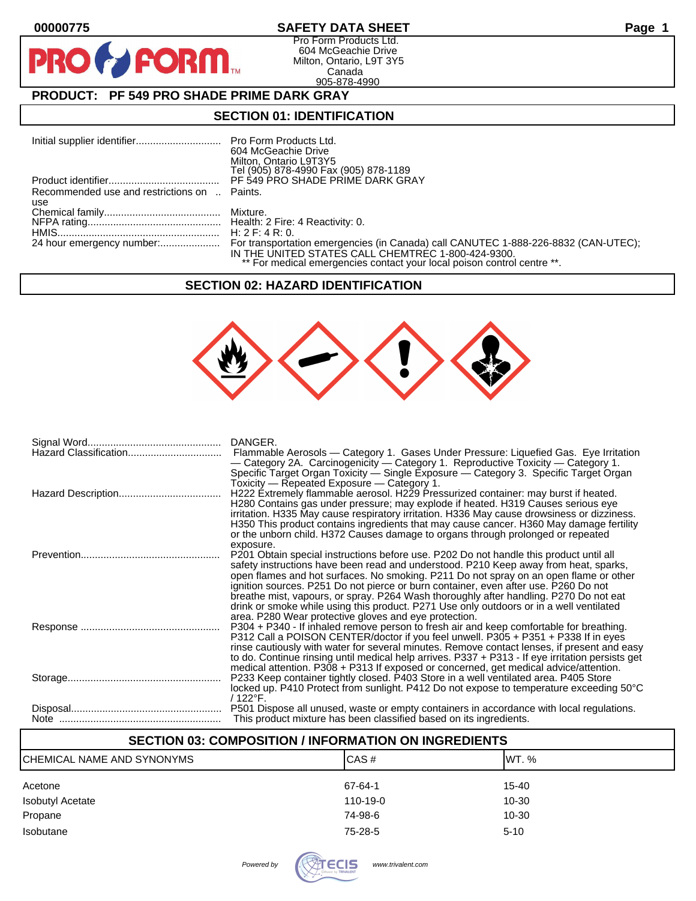00000775 **SAFETY DATA SHEET**

Pro Form Products Ltd.
604 McGeachie Drive
Milton, Ontario, L9T 3Y5
Canada
905-878-4990

## PRODUCT: PF 549 PRO SHADE PRIME DARK GRAY

## SECTION 01: IDENTIFICATION

| | |
|---|---|
| Initial supplier identifier | Pro Form Products Ltd. 604 McGeachie Drive Milton, Ontario L9T3Y5 Tel (905) 878-4990 Fax (905) 878-1189 |
| Product identifier | PF 549 PRO SHADE PRIME DARK GRAY |
| Recommended use and restrictions on use | Paints. |
| Chemical family | Mixture. |
| NFPA rating | Health: 2 Fire: 4 Reactivity: 0. |
| HMIS | H: 2 F: 4 R: 0. |
| 24 hour emergency number: | For transportation emergencies (in Canada) call CANUTEC 1-888-226-8832 (CAN-UTEC); IN THE UNITED STATES CALL CHEMTREC 1-800-424-9300. ** For medical emergencies contact your local poison control centre **. |

## SECTION 02: HAZARD IDENTIFICATION

| | |
|---|---|
| Signal Word | DANGER. |
| Hazard Classification | Flammable Aerosols — Category 1. Gases Under Pressure: Liquefied Gas. Eye Irritation — Category 2A. Carcinogenicity — Category 1. Reproductive Toxicity — Category 1. Specific Target Organ Toxicity — Single Exposure — Category 3. Specific Target Organ Toxicity — Repeated Exposure — Category 1. |
| Hazard Description | H222 Extremely flammable aerosol. H229 Pressurized container: may burst if heated. H280 Contains gas under pressure; may explode if heated. H319 Causes serious eye irritation. H335 May cause respiratory irritation. H336 May cause drowsiness or dizziness. H350 This product contains ingredients that may cause cancer. H360 May damage fertility or the unborn child. H372 Causes damage to organs through prolonged or repeated exposure. |
| Prevention | P201 Obtain special instructions before use. P202 Do not handle this product until all safety instructions have been read and understood. P210 Keep away from heat, sparks, open flames and hot surfaces. No smoking. P211 Do not spray on an open flame or other ignition sources. P251 Do not pierce or burn container, even after use. P260 Do not breathe mist, vapours, or spray. P264 Wash thoroughly after handling. P270 Do not eat drink or smoke while using this product. P271 Use only outdoors or in a well ventilated area. P280 Wear protective gloves and eye protection. |
| Response | P304 + P340 - If inhaled remove person to fresh air and keep comfortable for breathing. P312 Call a POISON CENTER/doctor if you feel unwell. P305 + P351 + P338 If in eyes rinse cautiously with water for several minutes. Remove contact lenses, if present and easy to do. Continue rinsing until medical help arrives. P337 + P313 - If eye irritation persists get medical attention. P308 + P313 If exposed or concerned, get medical advice/attention. |
| Storage | P233 Keep container tightly closed. P403 Store in a well ventilated area. P405 Store locked up. P410 Protect from sunlight. P412 Do not expose to temperature exceeding 50°C / 122°F. |
| Disposal | P501 Dispose all unused, waste or empty containers in accordance with local regulations. |
| Note | This product mixture has been classified based on its ingredients. |

## SECTION 03: COMPOSITION / INFORMATION ON INGREDIENTS

| CHEMICAL NAME AND SYNONYMS | CAS # | WT. % |
|---|---|---|
| Acetone | 67-64-1 | 15-40 |
| Isobutyl Acetate | 110-19-0 | 10-30 |
| Propane | 74-98-6 | 10-30 |
| Isobutane | 75-28-5 | 5-10 |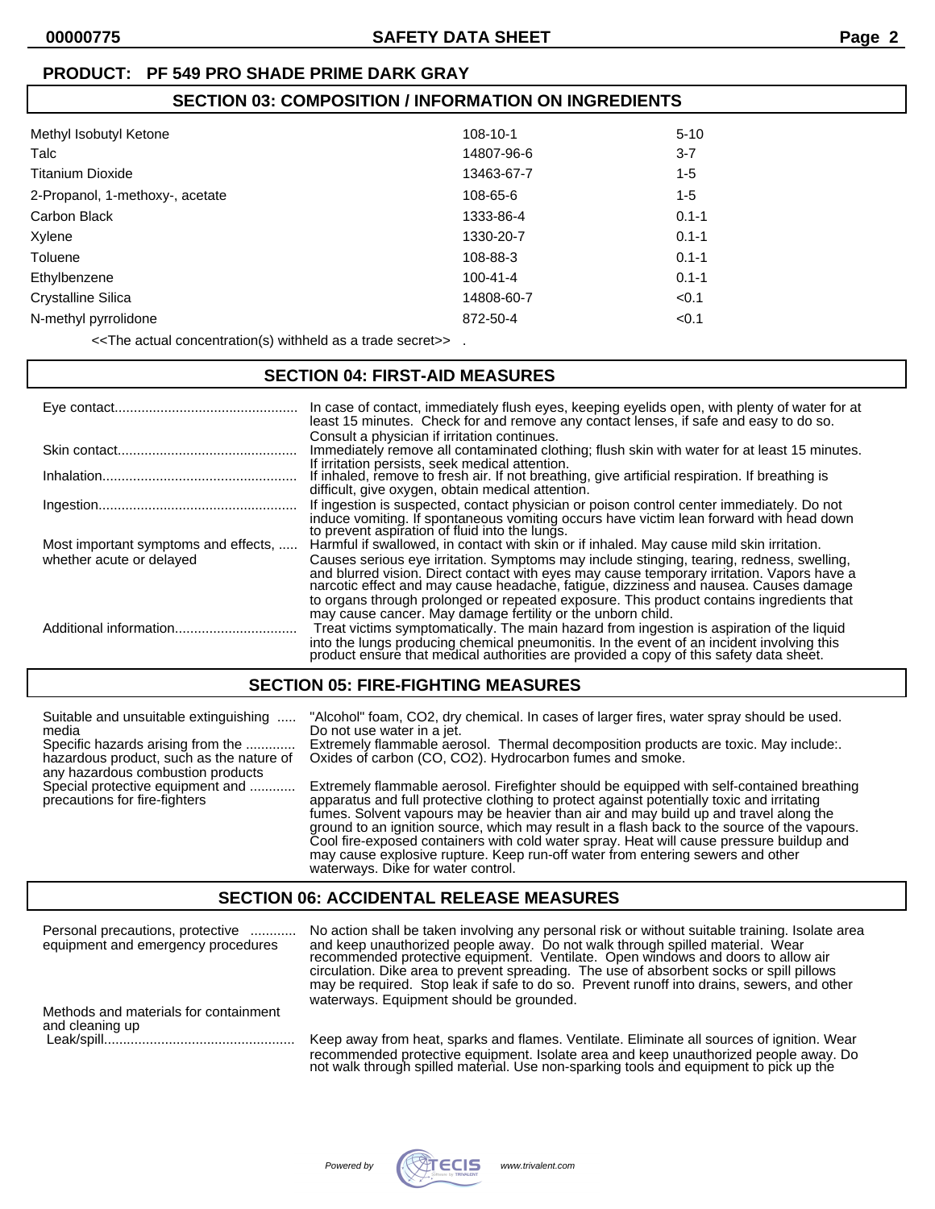**PRODUCT: PF 549 PRO SHADE PRIME DARK GRAY**

## SECTION 03: COMPOSITION / INFORMATION ON INGREDIENTS

| | | |
|---|---|---|
| Methyl Isobutyl Ketone | 108-10-1 | 5-10 |
| Talc | 14807-96-6 | 3-7 |
| Titanium Dioxide | 13463-67-7 | 1-5 |
| 2-Propanol, 1-methoxy-, acetate | 108-65-6 | 1-5 |
| Carbon Black | 1333-86-4 | 0.1-1 |
| Xylene | 1330-20-7 | 0.1-1 |
| Toluene | 108-88-3 | 0.1-1 |
| Ethylbenzene | 100-41-4 | 0.1-1 |
| Crystalline Silica | 14808-60-7 | <0.1 |
| N-methyl pyrrolidone | 872-50-4 | <0.1 |

<<The actual concentration(s) withheld as a trade secret>> .

## SECTION 04: FIRST-AID MEASURES

**Eye contact**: In case of contact, immediately flush eyes, keeping eyelids open, with plenty of water for at least 15 minutes. Check for and remove any contact lenses, if safe and easy to do so. Consult a physician if irritation continues.

**Skin contact**: Immediately remove all contaminated clothing; flush skin with water for at least 15 minutes. If irritation persists, seek medical attention.

**Inhalation**: If inhaled, remove to fresh air. If not breathing, give artificial respiration. If breathing is difficult, give oxygen, obtain medical attention.

**Ingestion**: If ingestion is suspected, contact physician or poison control center immediately. Do not induce vomiting. If spontaneous vomiting occurs have victim lean forward with head down to prevent aspiration of fluid into the lungs.

**Most important symptoms and effects, whether acute or delayed**: Harmful if swallowed, in contact with skin or if inhaled. May cause mild skin irritation. Causes serious eye irritation. Symptoms may include stinging, tearing, redness, swelling, and blurred vision. Direct contact with eyes may cause temporary irritation. Vapors have a narcotic effect and may cause headache, fatigue, dizziness and nausea. Causes damage to organs through prolonged or repeated exposure. This product contains ingredients that may cause cancer. May damage fertility or the unborn child.

**Additional information**: Treat victims symptomatically. The main hazard from ingestion is aspiration of the liquid into the lungs producing chemical pneumonitis. In the event of an incident involving this product ensure that medical authorities are provided a copy of this safety data sheet.

## SECTION 05: FIRE-FIGHTING MEASURES

**Suitable and unsuitable extinguishing media**: "Alcohol" foam, $CO_2$, dry chemical. In cases of larger fires, water spray should be used. Do not use water in a jet.

**Specific hazards arising from the hazardous product, such as the nature of any hazardous combustion products**: Extremely flammable aerosol. Thermal decomposition products are toxic. May include:. Oxides of carbon (CO, $CO_2$). Hydrocarbon fumes and smoke.

**Special protective equipment and precautions for fire-fighters**: Extremely flammable aerosol. Firefighter should be equipped with self-contained breathing apparatus and full protective clothing to protect against potentially toxic and irritating fumes. Solvent vapours may be heavier than air and may build up and travel along the ground to an ignition source, which may result in a flash back to the source of the vapours. Cool fire-exposed containers with cold water spray. Heat will cause pressure buildup and may cause explosive rupture. Keep run-off water from entering sewers and other waterways. Dike for water control.

## SECTION 06: ACCIDENTAL RELEASE MEASURES

**Personal precautions, protective equipment and emergency procedures**: No action shall be taken involving any personal risk or without suitable training. Isolate area and keep unauthorized people away. Do not walk through spilled material. Wear recommended protective equipment. Ventilate. Open windows and doors to allow air circulation. Dike area to prevent spreading. The use of absorbent socks or spill pillows may be required. Stop leak if safe to do so. Prevent runoff into drains, sewers, and other waterways. Equipment should be grounded.

**Methods and materials for containment and cleaning up**

**Leak/spill**: Keep away from heat, sparks and flames. Ventilate. Eliminate all sources of ignition. Wear recommended protective equipment. Isolate area and keep unauthorized people away. Do not walk through spilled material. Use non-sparking tools and equipment to pick up the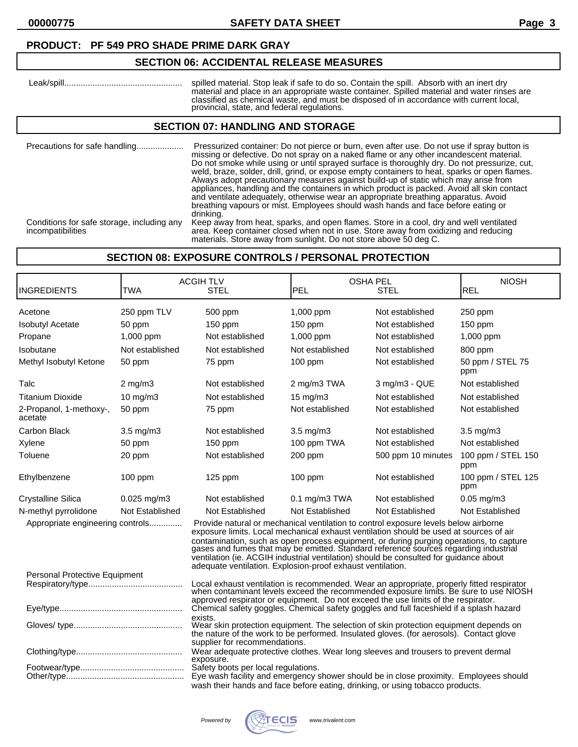**PRODUCT: PF 549 PRO SHADE PRIME DARK GRAY**

## SECTION 06: ACCIDENTAL RELEASE MEASURES

Leak/spill.................................................. spilled material. Stop leak if safe to do so. Contain the spill. Absorb with an inert dry material and place in an appropriate waste container. Spilled material and water rinses are classified as chemical waste, and must be disposed of in accordance with current local, provincial, state, and federal regulations.

## SECTION 07: HANDLING AND STORAGE

Precautions for safe handling.................... Pressurized container: Do not pierce or burn, even after use. Do not use if spray button is missing or defective. Do not spray on a naked flame or any other incandescent material. Do not smoke while using or until sprayed surface is thoroughly dry. Do not pressurize, cut, weld, braze, solder, drill, grind, or expose empty containers to heat, sparks or open flames. Always adopt precautionary measures against build-up of static which may arise from appliances, handling and the containers in which product is packed. Avoid all skin contact and ventilate adequately, otherwise wear an appropriate breathing apparatus. Avoid breathing vapours or mist. Employees should wash hands and face before eating or drinking.

Conditions for safe storage, including any incompatibilities: Keep away from heat, sparks, and open flames. Store in a cool, dry and well ventilated area. Keep container closed when not in use. Store away from oxidizing and reducing materials. Store away from sunlight. Do not store above 50 deg C.

## SECTION 08: EXPOSURE CONTROLS / PERSONAL PROTECTION

| | ACGIH TLV | | OSHA PEL | | NIOSH |
|---|---|---|---|---|---|
| INGREDIENTS | TWA | STEL | PEL | STEL | REL |
| Acetone | 250 ppm TLV | 500 ppm | 1,000 ppm | Not established | 250 ppm |
| Isobutyl Acetate | 50 ppm | 150 ppm | 150 ppm | Not established | 150 ppm |
| Propane | 1,000 ppm | Not established | 1,000 ppm | Not established | 1,000 ppm |
| Isobutane | Not established | Not established | Not established | Not established | 800 ppm |
| Methyl Isobutyl Ketone | 50 ppm | 75 ppm | 100 ppm | Not established | 50 ppm / STEL 75 ppm |
| Talc | 2 mg/m3 | Not established | 2 mg/m3 TWA | 3 mg/m3 - QUE | Not established |
| Titanium Dioxide | 10 mg/m3 | Not established | 15 mg/m3 | Not established | Not established |
| 2-Propanol, 1-methoxy-, acetate | 50 ppm | 75 ppm | Not established | Not established | Not established |
| Carbon Black | 3.5 mg/m3 | Not established | 3.5 mg/m3 | Not established | 3.5 mg/m3 |
| Xylene | 50 ppm | 150 ppm | 100 ppm TWA | Not established | Not established |
| Toluene | 20 ppm | Not established | 200 ppm | 500 ppm 10 minutes | 100 ppm / STEL 150 ppm |
| Ethylbenzene | 100 ppm | 125 ppm | 100 ppm | Not established | 100 ppm / STEL 125 ppm |
| Crystalline Silica | 0.025 mg/m3 | Not established | 0.1 mg/m3 TWA | Not established | 0.05 mg/m3 |
| N-methyl pyrrolidone | Not Established | Not Established | Not Established | Not Established | Not Established |

Appropriate engineering controls.............. Provide natural or mechanical ventilation to control exposure levels below airborne exposure limits. Local mechanical exhaust ventilation should be used at sources of air contamination, such as open process equipment, or during purging operations, to capture gases and fumes that may be emitted. Standard reference sources regarding industrial ventilation (ie. ACGIH industrial ventilation) should be consulted for guidance about adequate ventilation. Explosion-proof exhaust ventilation.

Personal Protective Equipment

Respiratory/type........................................ Local exhaust ventilation is recommended. Wear an appropriate, properly fitted respirator when contaminant levels exceed the recommended exposure limits. Be sure to use NIOSH approved respirator or equipment. Do not exceed the use limits of the respirator.

Eye/type.................................................... Chemical safety goggles. Chemical safety goggles and full faceshield if a splash hazard exists.

Gloves/ type.............................................. Wear skin protection equipment. The selection of skin protection equipment depends on the nature of the work to be performed. Insulated gloves. (for aerosols). Contact glove supplier for recommendations.

Clothing/type............................................. Wear adequate protective clothes. Wear long sleeves and trousers to prevent dermal exposure.

Footwear/type............................................ Safety boots per local regulations.

Other/type.................................................. Eye wash facility and emergency shower should be in close proximity. Employees should wash their hands and face before eating, drinking, or using tobacco products.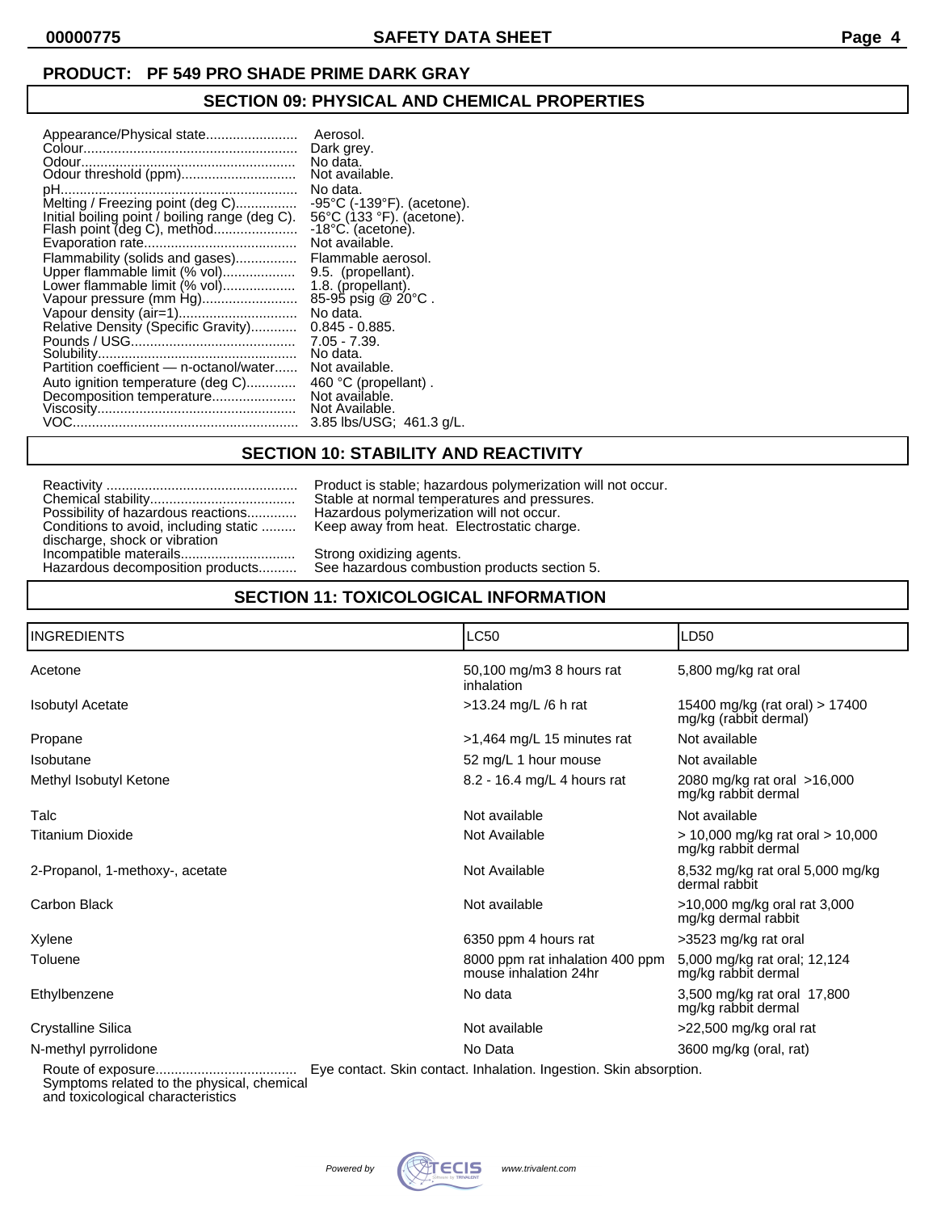**PRODUCT: PF 549 PRO SHADE PRIME DARK GRAY**

## SECTION 09: PHYSICAL AND CHEMICAL PROPERTIES

| Property | Value |
|---|---|
| Appearance/Physical state | Aerosol. |
| Colour | Dark grey. |
| Odour | No data. |
| Odour threshold (ppm) | Not available. |
| pH | No data. |
| Melting / Freezing point (deg C) | -95°C (-139°F). (acetone). |
| Initial boiling point / boiling range (deg C). | 56°C (133 °F). (acetone). |
| Flash point (deg C), method | -18°C. (acetone). |
| Evaporation rate | Not available. |
| Flammability (solids and gases) | Flammable aerosol. |
| Upper flammable limit (% vol) | 9.5. (propellant). |
| Lower flammable limit (% vol) | 1.8. (propellant). |
| Vapour pressure (mm Hg) | 85-95 psig @ 20°C . |
| Vapour density (air=1) | No data. |
| Relative Density (Specific Gravity) | 0.845 - 0.885. |
| Pounds / USG | 7.05 - 7.39. |
| Solubility | No data. |
| Partition coefficient — n-octanol/water | Not available. |
| Auto ignition temperature (deg C) | 460 °C (propellant) . |
| Decomposition temperature | Not available. |
| Viscosity | Not Available. |
| VOC | 3.85 lbs/USG; 461.3 g/L. |

## SECTION 10: STABILITY AND REACTIVITY

| Property | Value |
|---|---|
| Reactivity | Product is stable; hazardous polymerization will not occur. |
| Chemical stability | Stable at normal temperatures and pressures. |
| Possibility of hazardous reactions | Hazardous polymerization will not occur. |
| Conditions to avoid, including static discharge, shock or vibration | Keep away from heat. Electrostatic charge. |
| Incompatible materails | Strong oxidizing agents. |
| Hazardous decomposition products | See hazardous combustion products section 5. |

## SECTION 11: TOXICOLOGICAL INFORMATION

| INGREDIENTS | LC50 | LD50 |
|---|---|---|
| Acetone | 50,100 mg/m3 8 hours rat inhalation | 5,800 mg/kg rat oral |
| Isobutyl Acetate | >13.24 mg/L /6 h rat | 15400 mg/kg (rat oral) > 17400 mg/kg (rabbit dermal) |
| Propane | >1,464 mg/L 15 minutes rat | Not available |
| Isobutane | 52 mg/L 1 hour mouse | Not available |
| Methyl Isobutyl Ketone | 8.2 - 16.4 mg/L 4 hours rat | 2080 mg/kg rat oral >16,000 mg/kg rabbit dermal |
| Talc | Not available | Not available |
| Titanium Dioxide | Not Available | > 10,000 mg/kg rat oral > 10,000 mg/kg rabbit dermal |
| 2-Propanol, 1-methoxy-, acetate | Not Available | 8,532 mg/kg rat oral 5,000 mg/kg dermal rabbit |
| Carbon Black | Not available | >10,000 mg/kg oral rat 3,000 mg/kg dermal rabbit |
| Xylene | 6350 ppm 4 hours rat | >3523 mg/kg rat oral |
| Toluene | 8000 ppm rat inhalation 400 ppm mouse inhalation 24hr | 5,000 mg/kg rat oral; 12,124 mg/kg rabbit dermal |
| Ethylbenzene | No data | 3,500 mg/kg rat oral 17,800 mg/kg rabbit dermal |
| Crystalline Silica | Not available | >22,500 mg/kg oral rat |
| N-methyl pyrrolidone | No Data | 3600 mg/kg (oral, rat) |

| Property | Value |
|---|---|
| Route of exposure | Eye contact. Skin contact. Inhalation. Ingestion. Skin absorption. |
| Symptoms related to the physical, chemical and toxicological characteristics | |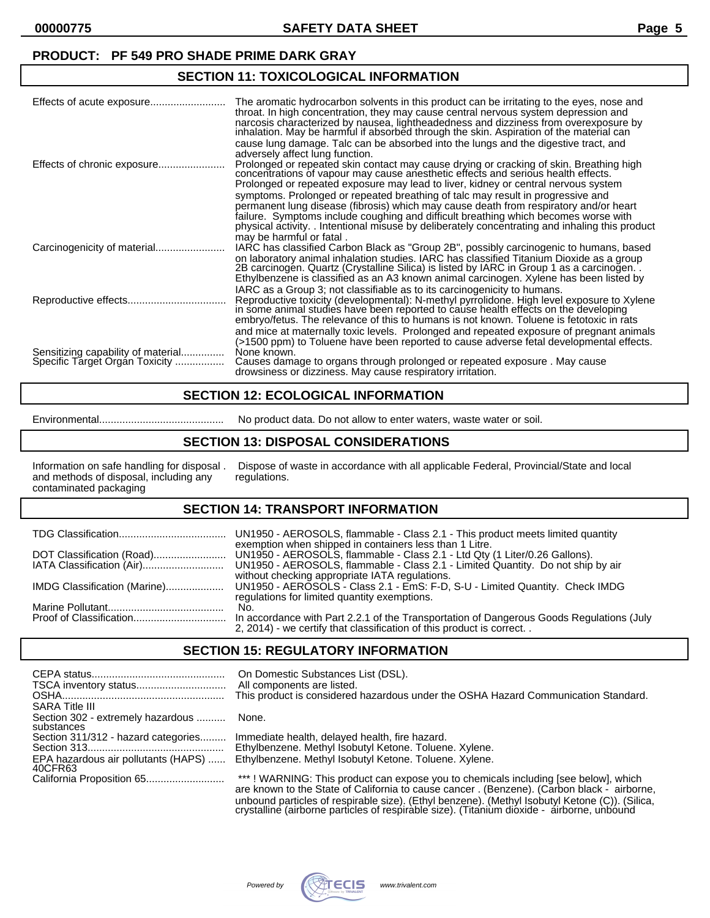**PRODUCT: PF 549 PRO SHADE PRIME DARK GRAY**

## SECTION 11: TOXICOLOGICAL INFORMATION

| | |
|---|---|
| Effects of acute exposure | The aromatic hydrocarbon solvents in this product can be irritating to the eyes, nose and throat. In high concentration, they may cause central nervous system depression and narcosis characterized by nausea, lightheadedness and dizziness from overexposure by inhalation. May be harmful if absorbed through the skin. Aspiration of the material can cause lung damage. Talc can be absorbed into the lungs and the digestive tract, and adversely affect lung function. |
| Effects of chronic exposure | Prolonged or repeated skin contact may cause drying or cracking of skin. Breathing high concentrations of vapour may cause anesthetic effects and serious health effects. Prolonged or repeated exposure may lead to liver, kidney or central nervous system symptoms. Prolonged or repeated breathing of talc may result in progressive and permanent lung disease (fibrosis) which may cause death from respiratory and/or heart failure. Symptoms include coughing and difficult breathing which becomes worse with physical activity. . Intentional misuse by deliberately concentrating and inhaling this product may be harmful or fatal . |
| Carcinogenicity of material | IARC has classified Carbon Black as "Group 2B", possibly carcinogenic to humans, based on laboratory animal inhalation studies. IARC has classified Titanium Dioxide as a group 2B carcinogen. Quartz (Crystalline Silica) is listed by IARC in Group 1 as a carcinogen. . Ethylbenzene is classified as an A3 known animal carcinogen. Xylene has been listed by IARC as a Group 3; not classifiable as to its carcinogenicity to humans. |
| Reproductive effects | Reproductive toxicity (developmental): N-methyl pyrrolidone. High level exposure to Xylene in some animal studies have been reported to cause health effects on the developing embryo/fetus. The relevance of this to humans is not known. Toluene is fetotoxic in rats and mice at maternally toxic levels. Prolonged and repeated exposure of pregnant animals (>1500 ppm) to Toluene have been reported to cause adverse fetal developmental effects. |
| Sensitizing capability of material | None known. |
| Specific Target Organ Toxicity | Causes damage to organs through prolonged or repeated exposure . May cause drowsiness or dizziness. May cause respiratory irritation. |

## SECTION 12: ECOLOGICAL INFORMATION

| | |
|---|---|
| Environmental | No product data. Do not allow to enter waters, waste water or soil. |

## SECTION 13: DISPOSAL CONSIDERATIONS

| | |
|---|---|
| Information on safe handling for disposal . and methods of disposal, including any contaminated packaging | Dispose of waste in accordance with all applicable Federal, Provincial/State and local regulations. |

## SECTION 14: TRANSPORT INFORMATION

| | |
|---|---|
| TDG Classification | UN1950 - AEROSOLS, flammable - Class 2.1 - This product meets limited quantity exemption when shipped in containers less than 1 Litre. |
| DOT Classification (Road) | UN1950 - AEROSOLS, flammable - Class 2.1 - Ltd Qty (1 Liter/0.26 Gallons). |
| IATA Classification (Air) | UN1950 - AEROSOLS, flammable - Class 2.1 - Limited Quantity. Do not ship by air without checking appropriate IATA regulations. |
| IMDG Classification (Marine) | UN1950 - AEROSOLS - Class 2.1 - EmS: F-D, S-U - Limited Quantity. Check IMDG regulations for limited quantity exemptions. |
| Marine Pollutant | No. |
| Proof of Classification | In accordance with Part 2.2.1 of the Transportation of Dangerous Goods Regulations (July 2, 2014) - we certify that classification of this product is correct. . |

## SECTION 15: REGULATORY INFORMATION

| | |
|---|---|
| CEPA status | On Domestic Substances List (DSL). |
| TSCA inventory status | All components are listed. |
| OSHA | This product is considered hazardous under the OSHA Hazard Communication Standard. |
| SARA Title III | |
| Section 302 - extremely hazardous substances | None. |
| Section 311/312 - hazard categories | Immediate health, delayed health, fire hazard. |
| Section 313 | Ethylbenzene. Methyl Isobutyl Ketone. Toluene. Xylene. |
| EPA hazardous air pollutants (HAPS) 40CFR63 | Ethylbenzene. Methyl Isobutyl Ketone. Toluene. Xylene. |
| California Proposition 65 | *** ! WARNING: This product can expose you to chemicals including [see below], which are known to the State of California to cause cancer . (Benzene). (Carbon black - airborne, unbound particles of respirable size). (Ethyl benzene). (Methyl Isobutyl Ketone (C)). (Silica, crystalline (airborne particles of respirable size). (Titanium dioxide - airborne, unbound |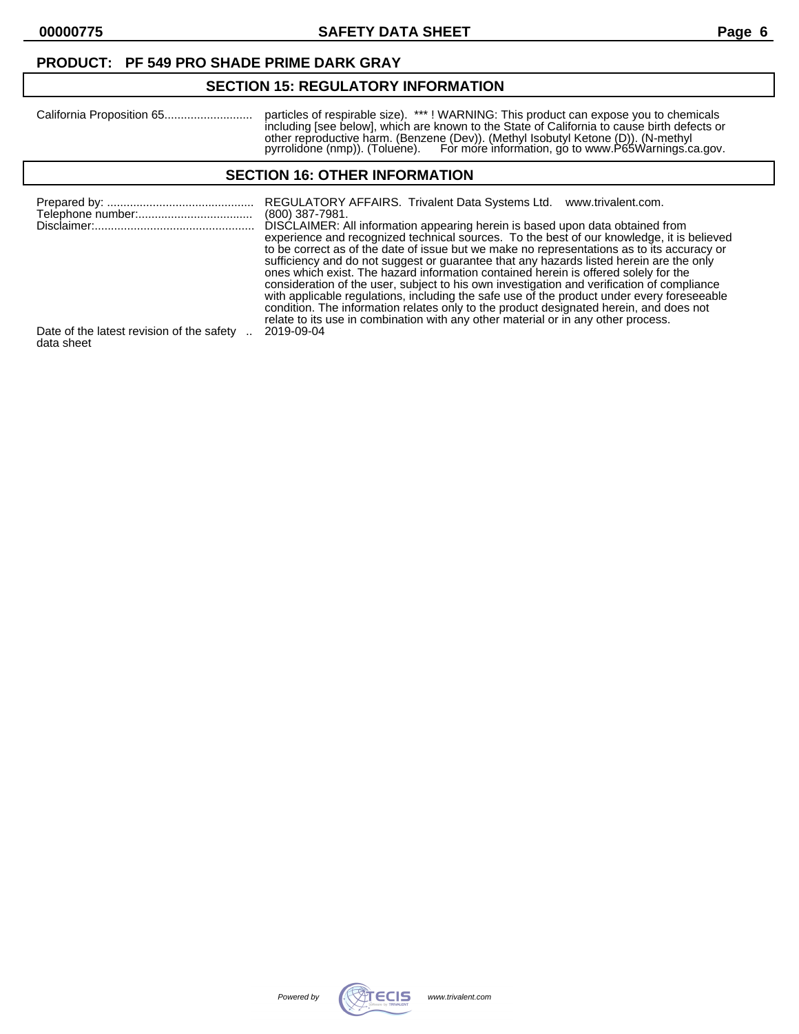**PRODUCT: PF 549 PRO SHADE PRIME DARK GRAY**

## SECTION 15: REGULATORY INFORMATION

| | |
|---|---|
| California Proposition 65........................... | particles of respirable size). *** ! WARNING: This product can expose you to chemicals including [see below], which are known to the State of California to cause birth defects or other reproductive harm. (Benzene (Dev)). (Methyl Isobutyl Ketone (D)). (N-methyl pyrrolidone (nmp)). (Toluene). For more information, go to www.P65Warnings.ca.gov. |

## SECTION 16: OTHER INFORMATION

| | |
|---|---|
| Prepared by: ............................................. | REGULATORY AFFAIRS. Trivalent Data Systems Ltd. www.trivalent.com. |
| Telephone number:................................... | (800) 387-7981. |
| Disclaimer:................................................. | DISCLAIMER: All information appearing herein is based upon data obtained from experience and recognized technical sources. To the best of our knowledge, it is believed to be correct as of the date of issue but we make no representations as to its accuracy or sufficiency and do not suggest or guarantee that any hazards listed herein are the only ones which exist. The hazard information contained herein is offered solely for the consideration of the user, subject to his own investigation and verification of compliance with applicable regulations, including the safe use of the product under every foreseeable condition. The information relates only to the product designated herein, and does not relate to its use in combination with any other material or in any other process. |
| Date of the latest revision of the safety .. data sheet | 2019-09-04 |